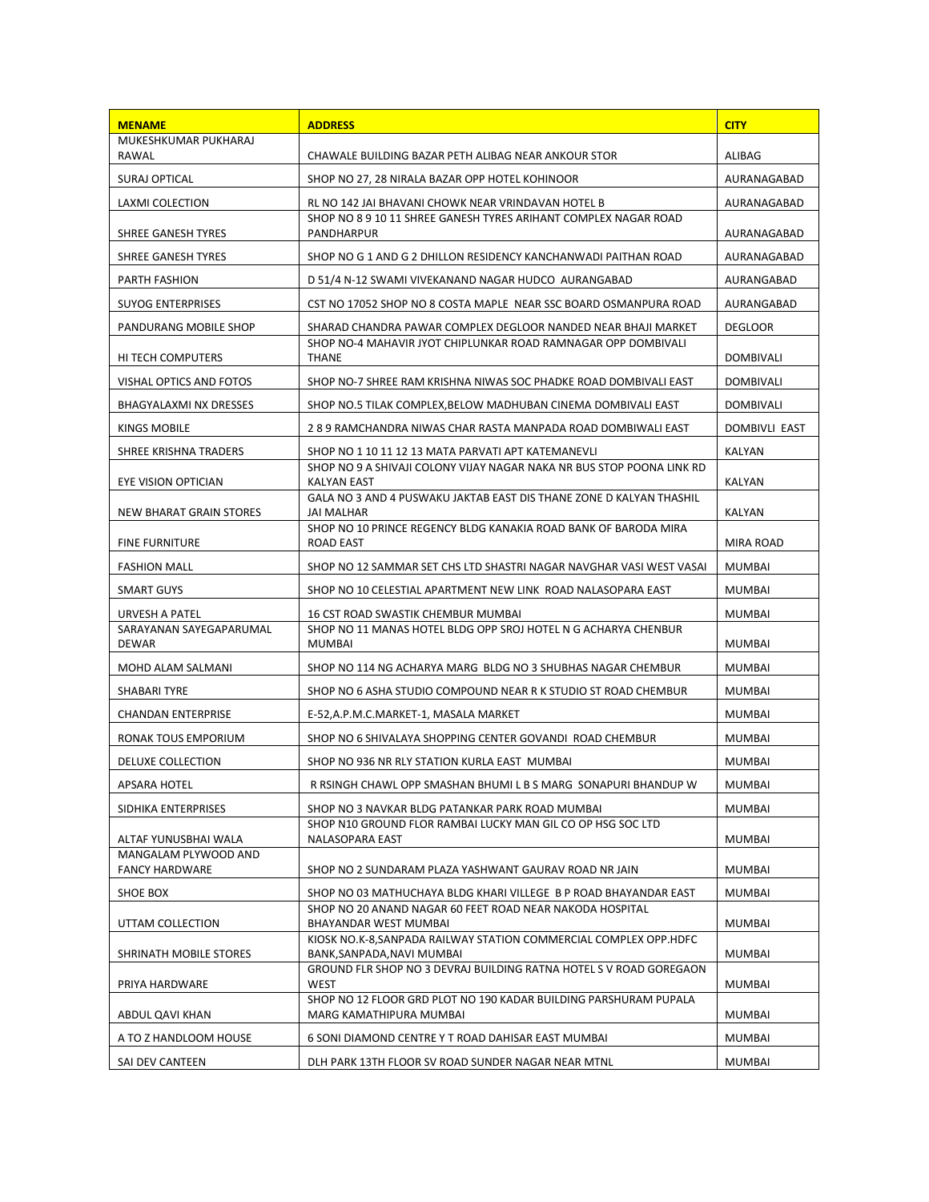| **MENAME** | **ADDRESS** | **CITY** |
|---|---|---|
| MUKESHKUMAR PUKHARAJ RAWAL | CHAWALE BUILDING BAZAR PETH ALIBAG NEAR ANKOUR STOR | ALIBAG |
| SURAJ OPTICAL | SHOP NO 27, 28 NIRALA BAZAR OPP HOTEL KOHINOOR | AURANAGABAD |
| LAXMI COLECTION | RL NO 142 JAI BHAVANI CHOWK NEAR VRINDAVAN HOTEL B | AURANAGABAD |
| SHREE GANESH TYRES | SHOP NO 8 9 10 11 SHREE GANESH TYRES ARIHANT COMPLEX NAGAR ROAD PANDHARPUR | AURANAGABAD |
| SHREE GANESH TYRES | SHOP NO G 1 AND G 2 DHILLON RESIDENCY KANCHANWADI PAITHAN ROAD | AURANAGABAD |
| PARTH FASHION | D 51/4 N-12 SWAMI VIVEKANAND NAGAR HUDCO AURANGABAD | AURANGABAD |
| SUYOG ENTERPRISES | CST NO 17052 SHOP NO 8 COSTA MAPLE NEAR SSC BOARD OSMANPURA ROAD | AURANGABAD |
| PANDURANG MOBILE SHOP | SHARAD CHANDRA PAWAR COMPLEX DEGLOOR NANDED NEAR BHAJI MARKET | DEGLOOR |
| HI TECH COMPUTERS | SHOP NO-4 MAHAVIR JYOT CHIPLUNKAR ROAD RAMNAGAR OPP DOMBIVALI THANE | DOMBIVALI |
| VISHAL OPTICS AND FOTOS | SHOP NO-7 SHREE RAM KRISHNA NIWAS SOC PHADKE ROAD DOMBIVALI EAST | DOMBIVALI |
| BHAGYALAXMI NX DRESSES | SHOP NO.5 TILAK COMPLEX,BELOW MADHUBAN CINEMA DOMBIVALI EAST | DOMBIVALI |
| KINGS MOBILE | 2 8 9 RAMCHANDRA NIWAS CHAR RASTA MANPADA ROAD DOMBIWALI EAST | DOMBIVLI EAST |
| SHREE KRISHNA TRADERS | SHOP NO 1 10 11 12 13 MATA PARVATI APT KATEMANEVLI | KALYAN |
| EYE VISION OPTICIAN | SHOP NO 9 A SHIVAJI COLONY VIJAY NAGAR NAKA NR BUS STOP POONA LINK RD KALYAN EAST | KALYAN |
| NEW BHARAT GRAIN STORES | GALA NO 3 AND 4 PUSWAKU JAKTAB EAST DIS THANE ZONE D KALYAN THASHIL JAI MALHAR | KALYAN |
| FINE FURNITURE | SHOP NO 10 PRINCE REGENCY BLDG KANAKIA ROAD BANK OF BARODA MIRA ROAD EAST | MIRA ROAD |
| FASHION MALL | SHOP NO 12 SAMMAR SET CHS LTD SHASTRI NAGAR NAVGHAR VASI WEST VASAI | MUMBAI |
| SMART GUYS | SHOP NO 10 CELESTIAL APARTMENT NEW LINK ROAD NALASOPARA EAST | MUMBAI |
| URVESH A PATEL | 16 CST ROAD SWASTIK CHEMBUR MUMBAI | MUMBAI |
| SARAYANAN SAYEGAPARUMAL DEWAR | SHOP NO 11 MANAS HOTEL BLDG OPP SROJ HOTEL N G ACHARYA CHENBUR MUMBAI | MUMBAI |
| MOHD ALAM SALMANI | SHOP NO 114 NG ACHARYA MARG BLDG NO 3 SHUBHAS NAGAR CHEMBUR | MUMBAI |
| SHABARI TYRE | SHOP NO 6 ASHA STUDIO COMPOUND NEAR R K STUDIO ST ROAD CHEMBUR | MUMBAI |
| CHANDAN ENTERPRISE | E-52,A.P.M.C.MARKET-1, MASALA MARKET | MUMBAI |
| RONAK TOUS EMPORIUM | SHOP NO 6 SHIVALAYA SHOPPING CENTER GOVANDI ROAD CHEMBUR | MUMBAI |
| DELUXE COLLECTION | SHOP NO 936 NR RLY STATION KURLA EAST MUMBAI | MUMBAI |
| APSARA HOTEL | R RSINGH CHAWL OPP SMASHAN BHUMI L B S MARG SONAPURI BHANDUP W | MUMBAI |
| SIDHIKA ENTERPRISES | SHOP NO 3 NAVKAR BLDG PATANKAR PARK ROAD MUMBAI | MUMBAI |
| ALTAF YUNUSBHAI WALA | SHOP N10 GROUND FLOR RAMBAI LUCKY MAN GIL CO OP HSG SOC LTD NALASOPARA EAST | MUMBAI |
| MANGALAM PLYWOOD AND FANCY HARDWARE | SHOP NO 2 SUNDARAM PLAZA YASHWANT GAURAV ROAD NR JAIN | MUMBAI |
| SHOE BOX | SHOP NO 03 MATHUCHAYA BLDG KHARI VILLEGE B P ROAD BHAYANDAR EAST | MUMBAI |
| UTTAM COLLECTION | SHOP NO 20 ANAND NAGAR 60 FEET ROAD NEAR NAKODA HOSPITAL BHAYANDAR WEST MUMBAI | MUMBAI |
| SHRINATH MOBILE STORES | KIOSK NO.K-8,SANPADA RAILWAY STATION COMMERCIAL COMPLEX OPP.HDFC BANK,SANPADA,NAVI MUMBAI | MUMBAI |
| PRIYA HARDWARE | GROUND FLR SHOP NO 3 DEVRAJ BUILDING RATNA HOTEL S V ROAD GOREGAON WEST | MUMBAI |
| ABDUL QAVI KHAN | SHOP NO 12 FLOOR GRD PLOT NO 190 KADAR BUILDING PARSHURAM PUPALA MARG KAMATHIPURA MUMBAI | MUMBAI |
| A TO Z HANDLOOM HOUSE | 6 SONI DIAMOND CENTRE Y T ROAD DAHISAR EAST MUMBAI | MUMBAI |
| SAI DEV CANTEEN | DLH PARK 13TH FLOOR SV ROAD SUNDER NAGAR NEAR MTNL | MUMBAI |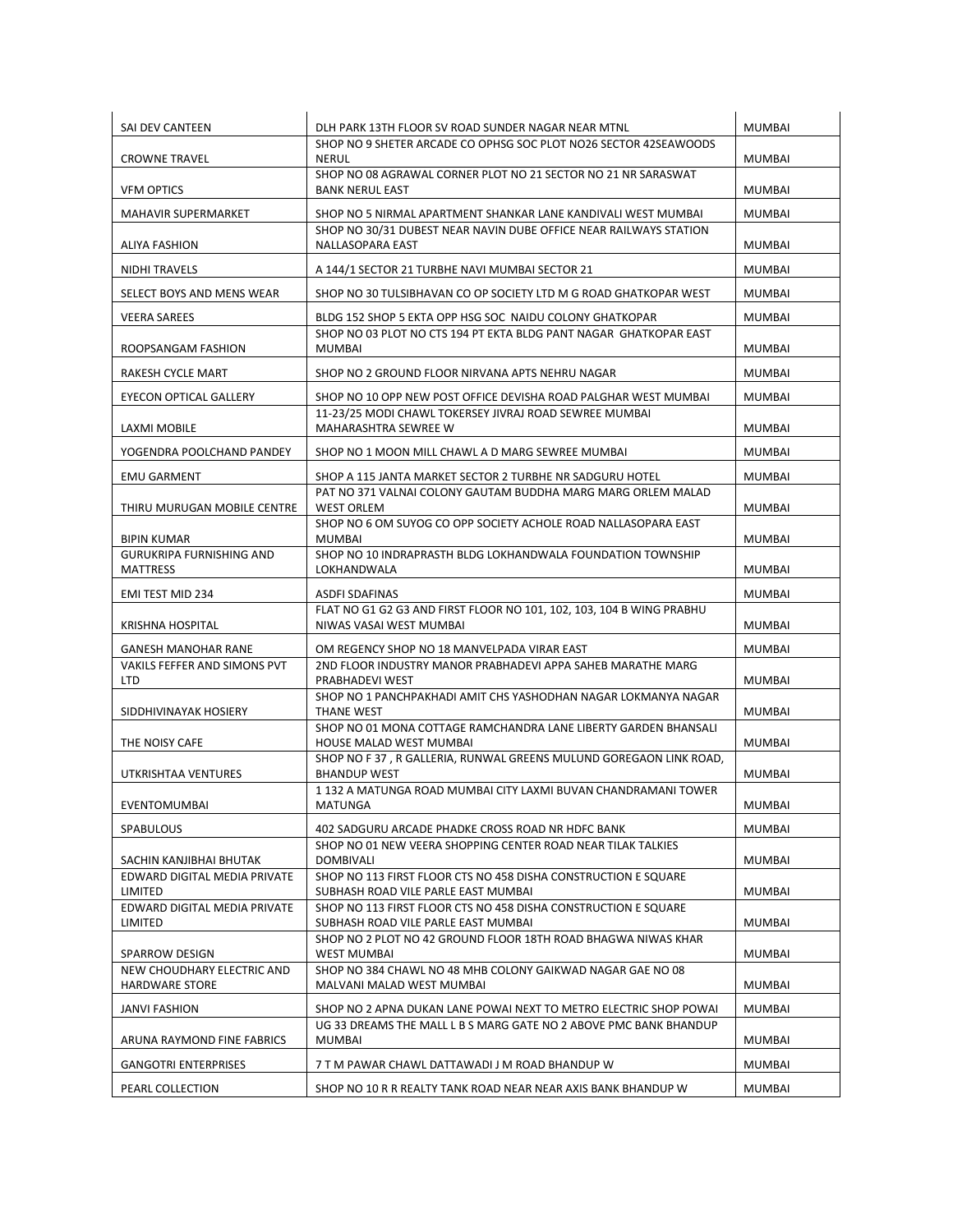| | | |
|---|---|---|
| SAI DEV CANTEEN | DLH PARK 13TH FLOOR SV ROAD SUNDER NAGAR NEAR MTNL | MUMBAI |
| CROWNE TRAVEL | SHOP NO 9 SHETER ARCADE CO OPHSG SOC PLOT NO26 SECTOR 42SEAWOODS NERUL | MUMBAI |
| VFM OPTICS | SHOP NO 08 AGRAWAL CORNER PLOT NO 21 SECTOR NO 21 NR SARASWAT BANK NERUL EAST | MUMBAI |
| MAHAVIR SUPERMARKET | SHOP NO 5 NIRMAL APARTMENT SHANKAR LANE KANDIVALI WEST MUMBAI | MUMBAI |
| ALIYA FASHION | SHOP NO 30/31 DUBEST NEAR NAVIN DUBE OFFICE NEAR RAILWAYS STATION NALLASOPARA EAST | MUMBAI |
| NIDHI TRAVELS | A 144/1 SECTOR 21 TURBHE NAVI MUMBAI SECTOR 21 | MUMBAI |
| SELECT BOYS AND MENS WEAR | SHOP NO 30 TULSIBHAVAN CO OP SOCIETY LTD M G ROAD GHATKOPAR WEST | MUMBAI |
| VEERA SAREES | BLDG 152 SHOP 5 EKTA OPP HSG SOC NAIDU COLONY GHATKOPAR | MUMBAI |
| ROOPSANGAM FASHION | SHOP NO 03 PLOT NO CTS 194 PT EKTA BLDG PANT NAGAR GHATKOPAR EAST MUMBAI | MUMBAI |
| RAKESH CYCLE MART | SHOP NO 2 GROUND FLOOR NIRVANA APTS NEHRU NAGAR | MUMBAI |
| EYECON OPTICAL GALLERY | SHOP NO 10 OPP NEW POST OFFICE DEVISHA ROAD PALGHAR WEST MUMBAI | MUMBAI |
| LAXMI MOBILE | 11-23/25 MODI CHAWL TOKERSEY JIVRAJ ROAD SEWREE MUMBAI MAHARASHTRA SEWREE W | MUMBAI |
| YOGENDRA POOLCHAND PANDEY | SHOP NO 1 MOON MILL CHAWL A D MARG SEWREE MUMBAI | MUMBAI |
| EMU GARMENT | SHOP A 115 JANTA MARKET SECTOR 2 TURBHE NR SADGURU HOTEL | MUMBAI |
| THIRU MURUGAN MOBILE CENTRE | PAT NO 371 VALNAI COLONY GAUTAM BUDDHA MARG MARG ORLEM MALAD WEST ORLEM | MUMBAI |
| BIPIN KUMAR | SHOP NO 6 OM SUYOG CO OPP SOCIETY ACHOLE ROAD NALLASOPARA EAST MUMBAI | MUMBAI |
| GURUKRIPA FURNISHING AND MATTRESS | SHOP NO 10 INDRAPRASTH BLDG LOKHANDWALA FOUNDATION TOWNSHIP LOKHANDWALA | MUMBAI |
| EMI TEST MID 234 | ASDFI SDAFINAS | MUMBAI |
| KRISHNA HOSPITAL | FLAT NO G1 G2 G3 AND FIRST FLOOR NO 101, 102, 103, 104 B WING PRABHU NIWAS VASAI WEST MUMBAI | MUMBAI |
| GANESH MANOHAR RANE | OM REGENCY SHOP NO 18 MANVELPADA VIRAR EAST | MUMBAI |
| VAKILS FEFFER AND SIMONS PVT LTD | 2ND FLOOR INDUSTRY MANOR PRABHADEVI APPA SAHEB MARATHE MARG PRABHADEVI WEST | MUMBAI |
| SIDDHIVINAYAK HOSIERY | SHOP NO 1 PANCHPAKHADI AMIT CHS YASHODHAN NAGAR LOKMANYA NAGAR THANE WEST | MUMBAI |
| THE NOISY CAFE | SHOP NO 01 MONA COTTAGE RAMCHANDRA LANE LIBERTY GARDEN BHANSALI HOUSE MALAD WEST MUMBAI | MUMBAI |
| UTKRISHTAA VENTURES | SHOP NO F 37 , R GALLERIA, RUNWAL GREENS MULUND GOREGAON LINK ROAD, BHANDUP WEST | MUMBAI |
| EVENTOMUMBAI | 1 132 A MATUNGA ROAD MUMBAI CITY LAXMI BUVAN CHANDRAMANI TOWER MATUNGA | MUMBAI |
| SPABULOUS | 402 SADGURU ARCADE PHADKE CROSS ROAD NR HDFC BANK | MUMBAI |
| SACHIN KANJIBHAI BHUTAK | SHOP NO 01 NEW VEERA SHOPPING CENTER ROAD NEAR TILAK TALKIES DOMBIVALI | MUMBAI |
| EDWARD DIGITAL MEDIA PRIVATE LIMITED | SHOP NO 113 FIRST FLOOR CTS NO 458 DISHA CONSTRUCTION E SQUARE SUBHASH ROAD VILE PARLE EAST MUMBAI | MUMBAI |
| EDWARD DIGITAL MEDIA PRIVATE LIMITED | SHOP NO 113 FIRST FLOOR CTS NO 458 DISHA CONSTRUCTION E SQUARE SUBHASH ROAD VILE PARLE EAST MUMBAI | MUMBAI |
| SPARROW DESIGN | SHOP NO 2 PLOT NO 42 GROUND FLOOR 18TH ROAD BHAGWA NIWAS KHAR WEST MUMBAI | MUMBAI |
| NEW CHOUDHARY ELECTRIC AND HARDWARE STORE | SHOP NO 384 CHAWL NO 48 MHB COLONY GAIKWAD NAGAR GAE NO 08 MALVANI MALAD WEST MUMBAI | MUMBAI |
| JANVI FASHION | SHOP NO 2 APNA DUKAN LANE POWAI NEXT TO METRO ELECTRIC SHOP POWAI | MUMBAI |
| ARUNA RAYMOND FINE FABRICS | UG 33 DREAMS THE MALL L B S MARG GATE NO 2 ABOVE PMC BANK BHANDUP MUMBAI | MUMBAI |
| GANGOTRI ENTERPRISES | 7 T M PAWAR CHAWL DATTAWADI J M ROAD BHANDUP W | MUMBAI |
| PEARL COLLECTION | SHOP NO 10 R R REALTY TANK ROAD NEAR NEAR AXIS BANK BHANDUP W | MUMBAI |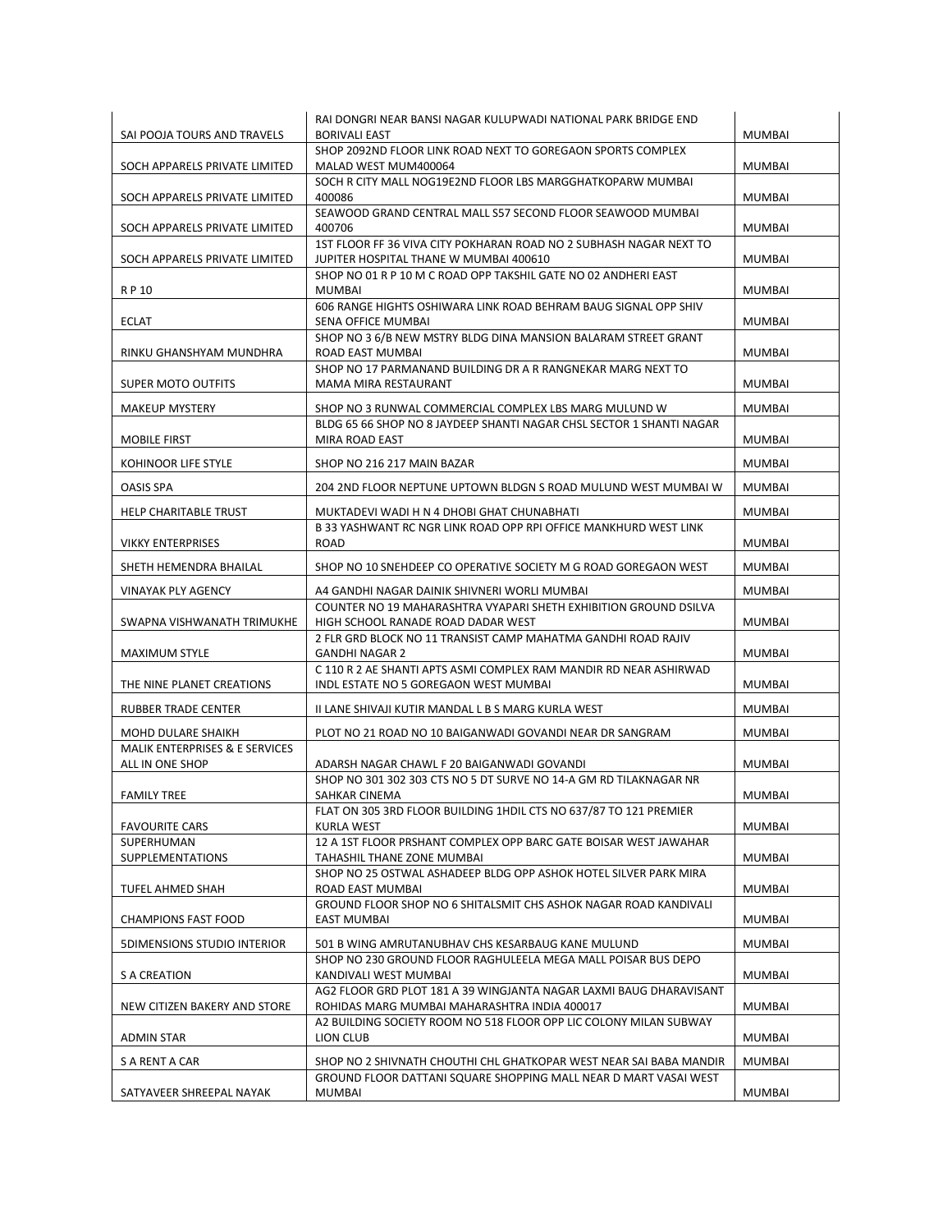| | | |
|---|---|---|
| SAI POOJA TOURS AND TRAVELS | RAI DONGRI NEAR BANSI NAGAR KULUPWADI NATIONAL PARK BRIDGE END BORIVALI EAST | MUMBAI |
| SOCH APPARELS PRIVATE LIMITED | SHOP 2092ND FLOOR LINK ROAD NEXT TO GOREGAON SPORTS COMPLEX MALAD WEST MUM400064 | MUMBAI |
| SOCH APPARELS PRIVATE LIMITED | SOCH R CITY MALL NOG19E2ND FLOOR LBS MARGGHATKOPARW MUMBAI 400086 | MUMBAI |
| SOCH APPARELS PRIVATE LIMITED | SEAWOOD GRAND CENTRAL MALL S57 SECOND FLOOR SEAWOOD MUMBAI 400706 | MUMBAI |
| SOCH APPARELS PRIVATE LIMITED | 1ST FLOOR FF 36 VIVA CITY POKHARAN ROAD NO 2 SUBHASH NAGAR NEXT TO JUPITER HOSPITAL THANE W MUMBAI 400610 | MUMBAI |
| R P 10 | SHOP NO 01 R P 10 M C ROAD OPP TAKSHIL GATE NO 02 ANDHERI EAST MUMBAI | MUMBAI |
| ECLAT | 606 RANGE HIGHTS OSHIWARA LINK ROAD BEHRAM BAUG SIGNAL OPP SHIV SENA OFFICE MUMBAI | MUMBAI |
| RINKU GHANSHYAM MUNDHRA | SHOP NO 3 6/B NEW MSTRY BLDG DINA MANSION BALARAM STREET GRANT ROAD EAST MUMBAI | MUMBAI |
| SUPER MOTO OUTFITS | SHOP NO 17 PARMANAND BUILDING DR A R RANGNEKAR MARG NEXT TO MAMA MIRA RESTAURANT | MUMBAI |
| MAKEUP MYSTERY | SHOP NO 3 RUNWAL COMMERCIAL COMPLEX LBS MARG MULUND W | MUMBAI |
| MOBILE FIRST | BLDG 65 66 SHOP NO 8 JAYDEEP SHANTI NAGAR CHSL SECTOR 1 SHANTI NAGAR MIRA ROAD EAST | MUMBAI |
| KOHINOOR LIFE STYLE | SHOP NO 216 217 MAIN BAZAR | MUMBAI |
| OASIS SPA | 204 2ND FLOOR NEPTUNE UPTOWN BLDGN S ROAD MULUND WEST MUMBAI W | MUMBAI |
| HELP CHARITABLE TRUST | MUKTADEVI WADI H N 4 DHOBI GHAT CHUNABHATI | MUMBAI |
| VIKKY ENTERPRISES | B 33 YASHWANT RC NGR LINK ROAD OPP RPI OFFICE MANKHURD WEST LINK ROAD | MUMBAI |
| SHETH HEMENDRA BHAILAL | SHOP NO 10 SNEHDEEP CO OPERATIVE SOCIETY M G ROAD GOREGAON WEST | MUMBAI |
| VINAYAK PLY AGENCY | A4 GANDHI NAGAR DAINIK SHIVNERI WORLI MUMBAI | MUMBAI |
| SWAPNA VISHWANATH TRIMUKHE | COUNTER NO 19 MAHARASHTRA VYAPARI SHETH EXHIBITION GROUND DSILVA HIGH SCHOOL RANADE ROAD DADAR WEST | MUMBAI |
| MAXIMUM STYLE | 2 FLR GRD BLOCK NO 11 TRANSIST CAMP MAHATMA GANDHI ROAD RAJIV GANDHI NAGAR 2 | MUMBAI |
| THE NINE PLANET CREATIONS | C 110 R 2 AE SHANTI APTS ASMI COMPLEX RAM MANDIR RD NEAR ASHIRWAD INDL ESTATE NO 5 GOREGAON WEST MUMBAI | MUMBAI |
| RUBBER TRADE CENTER | II LANE SHIVAJI KUTIR MANDAL L B S MARG KURLA WEST | MUMBAI |
| MOHD DULARE SHAIKH | PLOT NO 21 ROAD NO 10 BAIGANWADI GOVANDI NEAR DR SANGRAM | MUMBAI |
| MALIK ENTERPRISES & E SERVICES ALL IN ONE SHOP | ADARSH NAGAR CHAWL F 20 BAIGANWADI GOVANDI | MUMBAI |
| FAMILY TREE | SHOP NO 301 302 303 CTS NO 5 DT SURVE NO 14-A GM RD TILAKNAGAR NR SAHKAR CINEMA | MUMBAI |
| FAVOURITE CARS | FLAT ON 305 3RD FLOOR BUILDING 1HDIL CTS NO 637/87 TO 121 PREMIER KURLA WEST | MUMBAI |
| SUPERHUMAN SUPPLEMENTATIONS | 12 A 1ST FLOOR PRSHANT COMPLEX OPP BARC GATE BOISAR WEST JAWAHAR TAHASHIL THANE ZONE MUMBAI | MUMBAI |
| TUFEL AHMED SHAH | SHOP NO 25 OSTWAL ASHADEEP BLDG OPP ASHOK HOTEL SILVER PARK MIRA ROAD EAST MUMBAI | MUMBAI |
| CHAMPIONS FAST FOOD | GROUND FLOOR SHOP NO 6 SHITALSMIT CHS ASHOK NAGAR ROAD KANDIVALI EAST MUMBAI | MUMBAI |
| 5DIMENSIONS STUDIO INTERIOR | 501 B WING AMRUTANUBHAV CHS KESARBAUG KANE MULUND | MUMBAI |
| S A CREATION | SHOP NO 230 GROUND FLOOR RAGHULEELA MEGA MALL POISAR BUS DEPO KANDIVALI WEST MUMBAI | MUMBAI |
| NEW CITIZEN BAKERY AND STORE | AG2 FLOOR GRD PLOT 181 A 39 WINGJANTA NAGAR LAXMI BAUG DHARAVISANT ROHIDAS MARG MUMBAI MAHARASHTRA INDIA 400017 | MUMBAI |
| ADMIN STAR | A2 BUILDING SOCIETY ROOM NO 518 FLOOR OPP LIC COLONY MILAN SUBWAY LION CLUB | MUMBAI |
| S A RENT A CAR | SHOP NO 2 SHIVNATH CHOUTHI CHL GHATKOPAR WEST NEAR SAI BABA MANDIR | MUMBAI |
| SATYAVEER SHREEPAL NAYAK | GROUND FLOOR DATTANI SQUARE SHOPPING MALL NEAR D MART VASAI WEST MUMBAI | MUMBAI |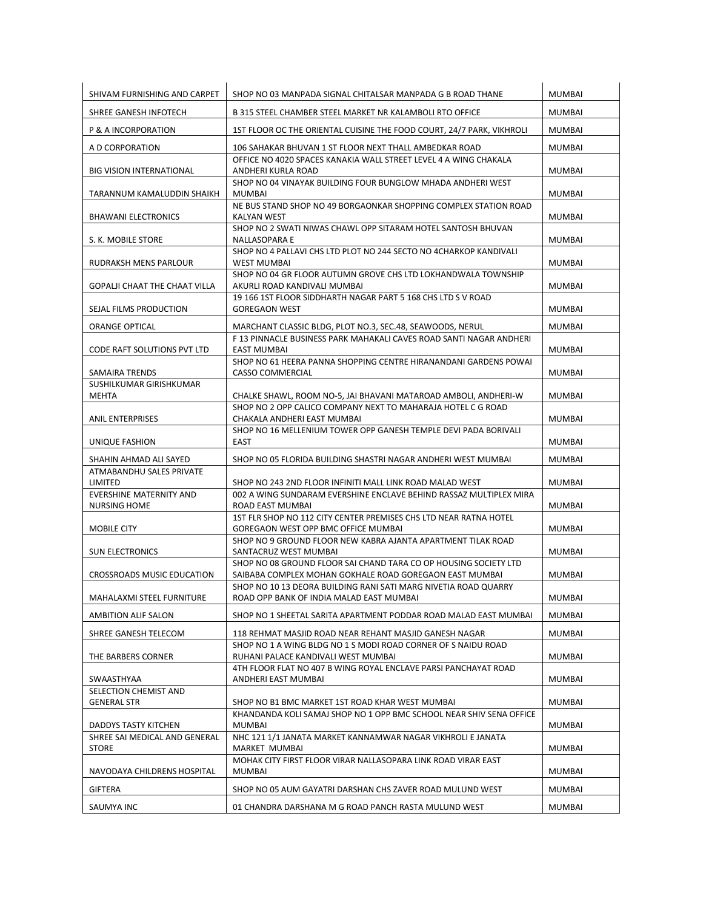| | | |
|---|---|---|
| SHIVAM FURNISHING AND CARPET | SHOP NO 03 MANPADA SIGNAL CHITALSAR MANPADA G B ROAD THANE | MUMBAI |
| SHREE GANESH INFOTECH | B 315 STEEL CHAMBER STEEL MARKET NR KALAMBOLI RTO OFFICE | MUMBAI |
| P & A INCORPORATION | 1ST FLOOR OC THE ORIENTAL CUISINE THE FOOD COURT, 24/7 PARK, VIKHROLI | MUMBAI |
| A D CORPORATION | 106 SAHAKAR BHUVAN 1 ST FLOOR NEXT THALL AMBEDKAR ROAD | MUMBAI |
| BIG VISION INTERNATIONAL | OFFICE NO 4020 SPACES KANAKIA WALL STREET LEVEL 4 A WING CHAKALA ANDHERI KURLA ROAD | MUMBAI |
| TARANNUM KAMALUDDIN SHAIKH | SHOP NO 04 VINAYAK BUILDING FOUR BUNGLOW MHADA ANDHERI WEST MUMBAI | MUMBAI |
| BHAWANI ELECTRONICS | NE BUS STAND SHOP NO 49 BORGAONKAR SHOPPING COMPLEX STATION ROAD KALYAN WEST | MUMBAI |
| S. K. MOBILE STORE | SHOP NO 2 SWATI NIWAS CHAWL OPP SITARAM HOTEL SANTOSH BHUVAN NALLASOPARA E | MUMBAI |
| RUDRAKSH MENS PARLOUR | SHOP NO 4 PALLAVI CHS LTD PLOT NO 244 SECTO NO 4CHARKOP KANDIVALI WEST MUMBAI | MUMBAI |
| GOPALJI CHAAT THE CHAAT VILLA | SHOP NO 04 GR FLOOR AUTUMN GROVE CHS LTD LOKHANDWALA TOWNSHIP AKURLI ROAD KANDIVALI MUMBAI | MUMBAI |
| SEJAL FILMS PRODUCTION | 19 166 1ST FLOOR SIDDHARTH NAGAR PART 5 168 CHS LTD S V ROAD GOREGAON WEST | MUMBAI |
| ORANGE OPTICAL | MARCHANT CLASSIC BLDG, PLOT NO.3, SEC.48, SEAWOODS, NERUL | MUMBAI |
| CODE RAFT SOLUTIONS PVT LTD | F 13 PINNACLE BUSINESS PARK MAHAKALI CAVES ROAD SANTI NAGAR ANDHERI EAST MUMBAI | MUMBAI |
| SAMAIRA TRENDS | SHOP NO 61 HEERA PANNA SHOPPING CENTRE HIRANANDANI GARDENS POWAI CASSO COMMERCIAL | MUMBAI |
| SUSHILKUMAR GIRISHKUMAR MEHTA | CHALKE SHAWL, ROOM NO-5, JAI BHAVANI MATAROAD AMBOLI, ANDHERI-W | MUMBAI |
| ANIL ENTERPRISES | SHOP NO 2 OPP CALICO COMPANY NEXT TO MAHARAJA HOTEL C G ROAD CHAKALA ANDHERI EAST MUMBAI | MUMBAI |
| UNIQUE FASHION | SHOP NO 16 MELLENIUM TOWER OPP GANESH TEMPLE DEVI PADA BORIVALI EAST | MUMBAI |
| SHAHIN AHMAD ALI SAYED | SHOP NO 05 FLORIDA BUILDING SHASTRI NAGAR ANDHERI WEST MUMBAI | MUMBAI |
| ATMABANDHU SALES PRIVATE LIMITED | SHOP NO 243 2ND FLOOR INFINITI MALL LINK ROAD MALAD WEST | MUMBAI |
| EVERSHINE MATERNITY AND NURSING HOME | 002 A WING SUNDARAM EVERSHINE ENCLAVE BEHIND RASSAZ MULTIPLEX MIRA ROAD EAST MUMBAI | MUMBAI |
| MOBILE CITY | 1ST FLR SHOP NO 112 CITY CENTER PREMISES CHS LTD NEAR RATNA HOTEL GOREGAON WEST OPP BMC OFFICE MUMBAI | MUMBAI |
| SUN ELECTRONICS | SHOP NO 9 GROUND FLOOR NEW KABRA AJANTA APARTMENT TILAK ROAD SANTACRUZ WEST MUMBAI | MUMBAI |
| CROSSROADS MUSIC EDUCATION | SHOP NO 08 GROUND FLOOR SAI CHAND TARA CO OP HOUSING SOCIETY LTD SAIBABA COMPLEX MOHAN GOKHALE ROAD GOREGAON EAST MUMBAI | MUMBAI |
| MAHALAXMI STEEL FURNITURE | SHOP NO 10 13 DEORA BUILDING RANI SATI MARG NIVETIA ROAD QUARRY ROAD OPP BANK OF INDIA MALAD EAST MUMBAI | MUMBAI |
| AMBITION ALIF SALON | SHOP NO 1 SHEETAL SARITA APARTMENT PODDAR ROAD MALAD EAST MUMBAI | MUMBAI |
| SHREE GANESH TELECOM | 118 REHMAT MASJID ROAD NEAR REHANT MASJID GANESH NAGAR | MUMBAI |
| THE BARBERS CORNER | SHOP NO 1 A WING BLDG NO 1 S MODI ROAD CORNER OF S NAIDU ROAD RUHANI PALACE KANDIVALI WEST MUMBAI | MUMBAI |
| SWAASTHYAA | 4TH FLOOR FLAT NO 407 B WING ROYAL ENCLAVE PARSI PANCHAYAT ROAD ANDHERI EAST MUMBAI | MUMBAI |
| SELECTION CHEMIST AND GENERAL STR | SHOP NO B1 BMC MARKET 1ST ROAD KHAR WEST MUMBAI | MUMBAI |
| DADDYS TASTY KITCHEN | KHANDANDA KOLI SAMAJ SHOP NO 1 OPP BMC SCHOOL NEAR SHIV SENA OFFICE MUMBAI | MUMBAI |
| SHREE SAI MEDICAL AND GENERAL STORE | NHC 121 1/1 JANATA MARKET KANNAMWAR NAGAR VIKHROLI E JANATA MARKET MUMBAI | MUMBAI |
| NAVODAYA CHILDRENS HOSPITAL | MOHAK CITY FIRST FLOOR VIRAR NALLASOPARA LINK ROAD VIRAR EAST MUMBAI | MUMBAI |
| GIFTERA | SHOP NO 05 AUM GAYATRI DARSHAN CHS ZAVER ROAD MULUND WEST | MUMBAI |
| SAUMYA INC | 01 CHANDRA DARSHANA M G ROAD PANCH RASTA MULUND WEST | MUMBAI |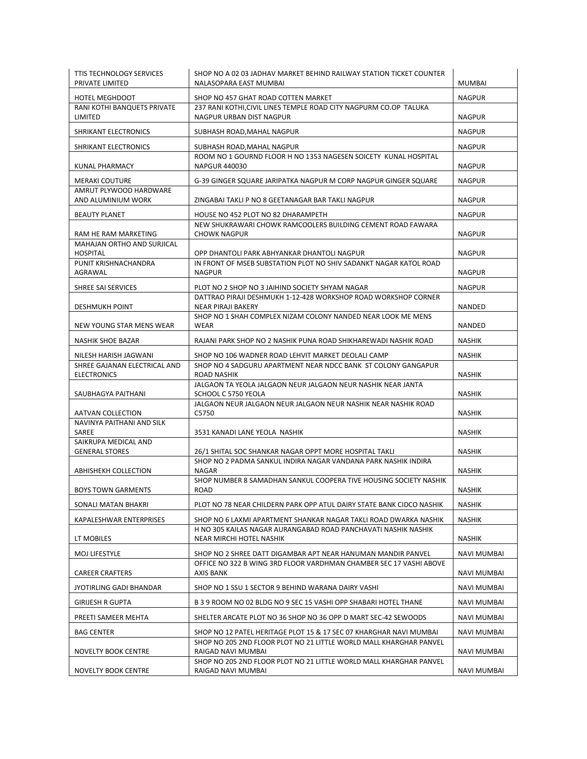| | | |
|---|---|---|
| TTIS TECHNOLOGY SERVICES PRIVATE LIMITED | SHOP NO A 02 03 JADHAV MARKET BEHIND RAILWAY STATION TICKET COUNTER NALASOPARA EAST MUMBAI | MUMBAI |
| HOTEL MEGHDOOT | SHOP NO 457 GHAT ROAD COTTEN MARKET | NAGPUR |
| RANI KOTHI BANQUETS PRIVATE LIMITED | 237 RANI KOTHI,CIVIL LINES TEMPLE ROAD CITY NAGPURM CO.OP TALUKA NAGPUR URBAN DIST NAGPUR | NAGPUR |
| SHRIKANT ELECTRONICS | SUBHASH ROAD,MAHAL NAGPUR | NAGPUR |
| SHRIKANT ELECTRONICS | SUBHASH ROAD,MAHAL NAGPUR | NAGPUR |
| KUNAL PHARMACY | ROOM NO 1 GOURND FLOOR H NO 1353 NAGESEN SOICETY KUNAL HOSPITAL NAPGUR 440030 | NAGPUR |
| MERAKI COUTURE | G-39 GINGER SQUARE JARIPATKA NAGPUR M CORP NAGPUR GINGER SQUARE | NAGPUR |
| AMRUT PLYWOOD HARDWARE AND ALUMINIUM WORK | ZINGABAI TAKLI P NO 8 GEETANAGAR BAR TAKLI NAGPUR | NAGPUR |
| BEAUTY PLANET | HOUSE NO 452 PLOT NO 82 DHARAMPETH | NAGPUR |
| RAM HE RAM MARKETING | NEW SHUKRAWARI CHOWK RAMCOOLERS BUILDING CEMENT ROAD FAWARA CHOWK NAGPUR | NAGPUR |
| MAHAJAN ORTHO AND SURJICAL HOSPITAL | OPP DHANTOLI PARK ABHYANKAR DHANTOLI NAGPUR | NAGPUR |
| PUNIT KRISHNACHANDRA AGRAWAL | IN FRONT OF MSEB SUBSTATION PLOT NO SHIV SADANKT NAGAR KATOL ROAD NAGPUR | NAGPUR |
| SHREE SAI SERVICES | PLOT NO 2 SHOP NO 3 JAIHIND SOCIETY SHYAM NAGAR | NAGPUR |
| DESHMUKH POINT | DATTRAO PIRAJI DESHMUKH 1-12-428 WORKSHOP ROAD WORKSHOP CORNER NEAR PIRAJI BAKERY | NANDED |
| NEW YOUNG STAR MENS WEAR | SHOP NO 1 SHAH COMPLEX NIZAM COLONY NANDED NEAR LOOK ME MENS WEAR | NANDED |
| NASHIK SHOE BAZAR | RAJANI PARK SHOP NO 2 NASHIK PUNA ROAD SHIKHAREWADI NASHIK ROAD | NASHIK |
| NILESH HARISH JAGWANI | SHOP NO 106 WADNER ROAD LEHVIT MARKET DEOLALI CAMP | NASHIK |
| SHREE GAJANAN ELECTRICAL AND ELECTRONICS | SHOP NO 4 SADGURU APARTMENT NEAR NDCC BANK ST COLONY GANGAPUR ROAD NASHIK | NASHIK |
| SAUBHAGYA PAITHANI | JALGAON TA YEOLA JALGAON NEUR JALGAON NEUR NASHIK NEAR JANTA SCHOOL C 5750 YEOLA | NASHIK |
| AATVAN COLLECTION | JALGAON NEUR JALGAON NEUR JALGAON NEUR NASHIK NEAR NASHIK ROAD C5750 | NASHIK |
| NAVINYA PAITHANI AND SILK SAREE | 3531 KANADI LANE YEOLA NASHIK | NASHIK |
| SAIKRUPA MEDICAL AND GENERAL STORES | 26/1 SHITAL SOC SHANKAR NAGAR OPPT MORE HOSPITAL TAKLI | NASHIK |
| ABHISHEKH COLLECTION | SHOP NO 2 PADMA SANKUL INDIRA NAGAR VANDANA PARK NASHIK INDIRA NAGAR | NASHIK |
| BOYS TOWN GARMENTS | SHOP NUMBER 8 SAMADHAN SANKUL COOPERA TIVE HOUSING SOCIETY NASHIK ROAD | NASHIK |
| SONALI MATAN BHAKRI | PLOT NO 78 NEAR CHILDERN PARK OPP ATUL DAIRY STATE BANK CIDCO NASHIK | NASHIK |
| KAPALESHWAR ENTERPRISES | SHOP NO 6 LAXMI APARTMENT SHANKAR NAGAR TAKLI ROAD DWARKA NASHIK | NASHIK |
| LT MOBILES | H NO 305 KAILAS NAGAR AURANGABAD ROAD PANCHAVATI NASHIK NASHIK NEAR MIRCHI HOTEL NASHIK | NASHIK |
| MOJ LIFESTYLE | SHOP NO 2 SHREE DATT DIGAMBAR APT NEAR HANUMAN MANDIR PANVEL | NAVI MUMBAI |
| CAREER CRAFTERS | OFFICE NO 322 B WING 3RD FLOOR VARDHMAN CHAMBER SEC 17 VASHI ABOVE AXIS BANK | NAVI MUMBAI |
| JYOTIRLING GADI BHANDAR | SHOP NO 1 SSU 1 SECTOR 9 BEHIND WARANA DAIRY VASHI | NAVI MUMBAI |
| GIRIJESH R GUPTA | B 3 9 ROOM NO 02 BLDG NO 9 SEC 15 VASHI OPP SHABARI HOTEL THANE | NAVI MUMBAI |
| PREETI SAMEER MEHTA | SHELTER ARCATE PLOT NO 36 SHOP NO 36 OPP D MART SEC-42 SEWOODS | NAVI MUMBAI |
| BAG CENTER | SHOP NO 12 PATEL HERITAGE PLOT 15 & 17 SEC 07 KHARGHAR NAVI MUMBAI | NAVI MUMBAI |
| NOVELTY BOOK CENTRE | SHOP NO 205 2ND FLOOR PLOT NO 21 LITTLE WORLD MALL KHARGHAR PANVEL RAIGAD NAVI MUMBAI | NAVI MUMBAI |
| NOVELTY BOOK CENTRE | SHOP NO 205 2ND FLOOR PLOT NO 21 LITTLE WORLD MALL KHARGHAR PANVEL RAIGAD NAVI MUMBAI | NAVI MUMBAI |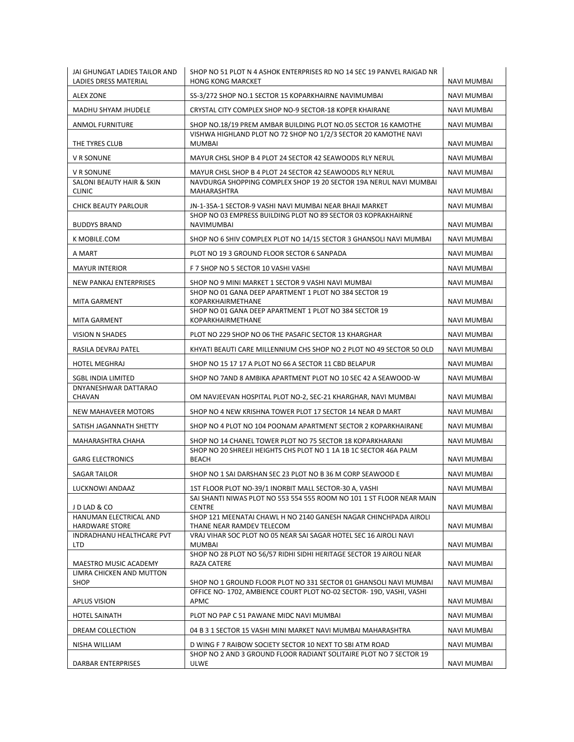| | | |
|---|---|---|
| JAI GHUNGAT LADIES TAILOR AND LADIES DRESS MATERIAL | SHOP NO 51 PLOT N 4 ASHOK ENTERPRISES RD NO 14 SEC 19 PANVEL RAIGAD NR HONG KONG MARCKET | NAVI MUMBAI |
| ALEX ZONE | SS-3/272 SHOP NO.1 SECTOR 15 KOPARKHAIRNE NAVIMUMBAI | NAVI MUMBAI |
| MADHU SHYAM JHUDELE | CRYSTAL CITY COMPLEX SHOP NO-9 SECTOR-18 KOPER KHAIRANE | NAVI MUMBAI |
| ANMOL FURNITURE | SHOP NO.18/19 PREM AMBAR BUILDING PLOT NO.05 SECTOR 16 KAMOTHE | NAVI MUMBAI |
| THE TYRES CLUB | VISHWA HIGHLAND PLOT NO 72 SHOP NO 1/2/3 SECTOR 20 KAMOTHE NAVI MUMBAI | NAVI MUMBAI |
| V R SONUNE | MAYUR CHSL SHOP B 4 PLOT 24 SECTOR 42 SEAWOODS RLY NERUL | NAVI MUMBAI |
| V R SONUNE | MAYUR CHSL SHOP B 4 PLOT 24 SECTOR 42 SEAWOODS RLY NERUL | NAVI MUMBAI |
| SALONI BEAUTY HAIR & SKIN CLINIC | NAVDURGA SHOPPING COMPLEX SHOP 19 20 SECTOR 19A NERUL NAVI MUMBAI MAHARASHTRA | NAVI MUMBAI |
| CHICK BEAUTY PARLOUR | JN-1-35A-1 SECTOR-9 VASHI NAVI MUMBAI NEAR BHAJI MARKET | NAVI MUMBAI |
| BUDDYS BRAND | SHOP NO 03 EMPRESS BUILDING PLOT NO 89 SECTOR 03 KOPRAKHAIRNE NAVIMUMBAI | NAVI MUMBAI |
| K MOBILE.COM | SHOP NO 6 SHIV COMPLEX PLOT NO 14/15 SECTOR 3 GHANSOLI NAVI MUMBAI | NAVI MUMBAI |
| A MART | PLOT NO 19 3 GROUND FLOOR SECTOR 6 SANPADA | NAVI MUMBAI |
| MAYUR INTERIOR | F 7 SHOP NO 5 SECTOR 10 VASHI VASHI | NAVI MUMBAI |
| NEW PANKAJ ENTERPRISES | SHOP NO 9 MINI MARKET 1 SECTOR 9 VASHI NAVI MUMBAI | NAVI MUMBAI |
| MITA GARMENT | SHOP NO 01 GANA DEEP APARTMENT 1 PLOT NO 384 SECTOR 19 KOPARKHAIRMETHANE | NAVI MUMBAI |
| MITA GARMENT | SHOP NO 01 GANA DEEP APARTMENT 1 PLOT NO 384 SECTOR 19 KOPARKHAIRMETHANE | NAVI MUMBAI |
| VISION N SHADES | PLOT NO 229 SHOP NO 06 THE PASAFIC SECTOR 13 KHARGHAR | NAVI MUMBAI |
| RASILA DEVRAJ PATEL | KHYATI BEAUTI CARE MILLENNIUM CHS SHOP NO 2 PLOT NO 49 SECTOR 50 OLD | NAVI MUMBAI |
| HOTEL MEGHRAJ | SHOP NO 15 17 17 A PLOT NO 66 A SECTOR 11 CBD BELAPUR | NAVI MUMBAI |
| SGBL INDIA LIMITED | SHOP NO 7AND 8 AMBIKA APARTMENT PLOT NO 10 SEC 42 A SEAWOOD-W | NAVI MUMBAI |
| DNYANESHWAR DATTARAO CHAVAN | OM NAVJEEVAN HOSPITAL PLOT NO-2, SEC-21 KHARGHAR, NAVI MUMBAI | NAVI MUMBAI |
| NEW MAHAVEER MOTORS | SHOP NO 4 NEW KRISHNA TOWER PLOT 17 SECTOR 14 NEAR D MART | NAVI MUMBAI |
| SATISH JAGANNATH SHETTY | SHOP NO 4 PLOT NO 104 POONAM APARTMENT SECTOR 2 KOPARKHAIRANE | NAVI MUMBAI |
| MAHARASHTRA CHAHA | SHOP NO 14 CHANEL TOWER PLOT NO 75 SECTOR 18 KOPARKHARANI | NAVI MUMBAI |
| GARG ELECTRONICS | SHOP NO 20 SHREEJI HEIGHTS CHS PLOT NO 1 1A 1B 1C SECTOR 46A PALM BEACH | NAVI MUMBAI |
| SAGAR TAILOR | SHOP NO 1 SAI DARSHAN SEC 23 PLOT NO B 36 M CORP SEAWOOD E | NAVI MUMBAI |
| LUCKNOWI ANDAAZ | 1ST FLOOR PLOT NO-39/1 INORBIT MALL SECTOR-30 A, VASHI | NAVI MUMBAI |
| J D LAD & CO | SAI SHANTI NIWAS PLOT NO 553 554 555 ROOM NO 101 1 ST FLOOR NEAR MAIN CENTRE | NAVI MUMBAI |
| HANUMAN ELECTRICAL AND HARDWARE STORE | SHOP 121 MEENATAI CHAWL H NO 2140 GANESH NAGAR CHINCHPADA AIROLI THANE NEAR RAMDEV TELECOM | NAVI MUMBAI |
| INDRADHANU HEALTHCARE PVT LTD | VRAJ VIHAR SOC PLOT NO 05 NEAR SAI SAGAR HOTEL SEC 16 AIROLI NAVI MUMBAI | NAVI MUMBAI |
| MAESTRO MUSIC ACADEMY | SHOP NO 28 PLOT NO 56/57 RIDHI SIDHI HERITAGE SECTOR 19 AIROLI NEAR RAZA CATERE | NAVI MUMBAI |
| LIMRA CHICKEN AND MUTTON SHOP | SHOP NO 1 GROUND FLOOR PLOT NO 331 SECTOR 01 GHANSOLI NAVI MUMBAI | NAVI MUMBAI |
| APLUS VISION | OFFICE NO- 1702, AMBIENCE COURT PLOT NO-02 SECTOR- 19D, VASHI, VASHI APMC | NAVI MUMBAI |
| HOTEL SAINATH | PLOT NO PAP C 51 PAWANE MIDC NAVI MUMBAI | NAVI MUMBAI |
| DREAM COLLECTION | 04 B 3 1 SECTOR 15 VASHI MINI MARKET NAVI MUMBAI MAHARASHTRA | NAVI MUMBAI |
| NISHA WILLIAM | D WING F 7 RAIBOW SOCIETY SECTOR 10 NEXT TO SBI ATM ROAD | NAVI MUMBAI |
| DARBAR ENTERPRISES | SHOP NO 2 AND 3 GROUND FLOOR RADIANT SOLITAIRE PLOT NO 7 SECTOR 19 ULWE | NAVI MUMBAI |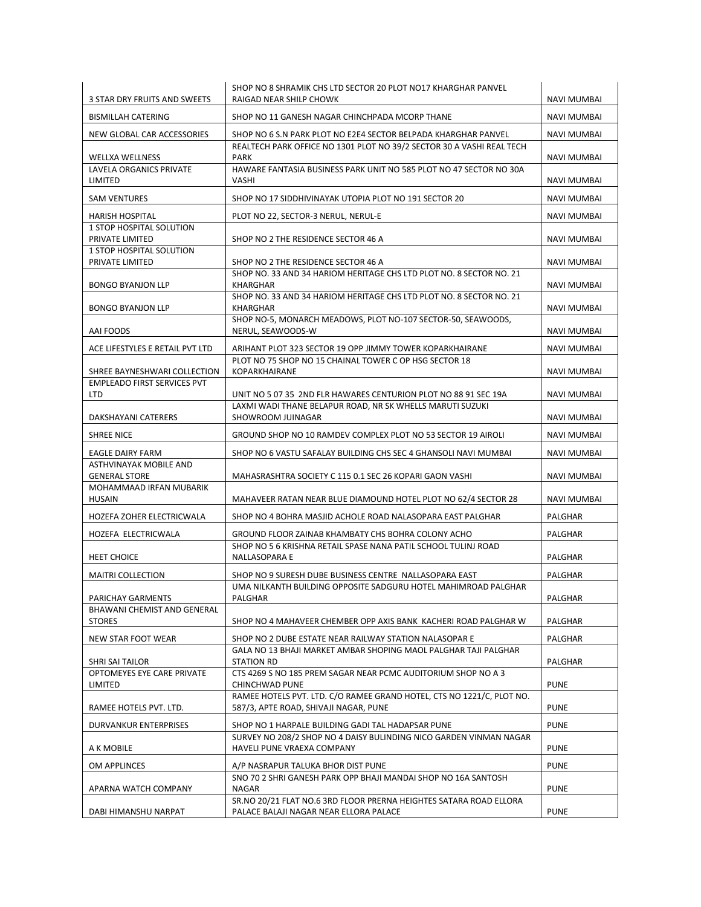| | | |
|---|---|---|
| 3 STAR DRY FRUITS AND SWEETS | SHOP NO 8 SHRAMIK CHS LTD SECTOR 20 PLOT NO17 KHARGHAR PANVEL RAIGAD NEAR SHILP CHOWK | NAVI MUMBAI |
| BISMILLAH CATERING | SHOP NO 11 GANESH NAGAR CHINCHPADA MCORP THANE | NAVI MUMBAI |
| NEW GLOBAL CAR ACCESSORIES | SHOP NO 6 S.N PARK PLOT NO E2E4 SECTOR BELPADA KHARGHAR PANVEL | NAVI MUMBAI |
| WELLXA WELLNESS | REALTECH PARK OFFICE NO 1301 PLOT NO 39/2 SECTOR 30 A VASHI REAL TECH PARK | NAVI MUMBAI |
| LAVELA ORGANICS PRIVATE LIMITED | HAWARE FANTASIA BUSINESS PARK UNIT NO 585 PLOT NO 47 SECTOR NO 30A VASHI | NAVI MUMBAI |
| SAM VENTURES | SHOP NO 17 SIDDHIVINAYAK UTOPIA PLOT NO 191 SECTOR 20 | NAVI MUMBAI |
| HARISH HOSPITAL | PLOT NO 22, SECTOR-3 NERUL, NERUL-E | NAVI MUMBAI |
| 1 STOP HOSPITAL SOLUTION PRIVATE LIMITED | SHOP NO 2 THE RESIDENCE SECTOR 46 A | NAVI MUMBAI |
| 1 STOP HOSPITAL SOLUTION PRIVATE LIMITED | SHOP NO 2 THE RESIDENCE SECTOR 46 A | NAVI MUMBAI |
| BONGO BYANJON LLP | SHOP NO. 33 AND 34 HARIOM HERITAGE CHS LTD PLOT NO. 8 SECTOR NO. 21 KHARGHAR | NAVI MUMBAI |
| BONGO BYANJON LLP | SHOP NO. 33 AND 34 HARIOM HERITAGE CHS LTD PLOT NO. 8 SECTOR NO. 21 KHARGHAR | NAVI MUMBAI |
| AAI FOODS | SHOP NO-5, MONARCH MEADOWS, PLOT NO-107 SECTOR-50, SEAWOODS, NERUL, SEAWOODS-W | NAVI MUMBAI |
| ACE LIFESTYLES E RETAIL PVT LTD | ARIHANT PLOT 323 SECTOR 19 OPP JIMMY TOWER KOPARKHAIRANE | NAVI MUMBAI |
| SHREE BAYNESHWARI COLLECTION | PLOT NO 75 SHOP NO 15 CHAINAL TOWER C OP HSG SECTOR 18 KOPARKHAIRANE | NAVI MUMBAI |
| EMPLEADO FIRST SERVICES PVT LTD | UNIT NO 5 07 35 2ND FLR HAWARES CENTURION PLOT NO 88 91 SEC 19A | NAVI MUMBAI |
| DAKSHAYANI CATERERS | LAXMI WADI THANE BELAPUR ROAD, NR SK WHELLS MARUTI SUZUKI SHOWROOM JUINAGAR | NAVI MUMBAI |
| SHREE NICE | GROUND SHOP NO 10 RAMDEV COMPLEX PLOT NO 53 SECTOR 19 AIROLI | NAVI MUMBAI |
| EAGLE DAIRY FARM | SHOP NO 6 VASTU SAFALAY BUILDING CHS SEC 4 GHANSOLI NAVI MUMBAI | NAVI MUMBAI |
| ASTHVINAYAK MOBILE AND GENERAL STORE | MAHASRASHTRA SOCIETY C 115 0.1 SEC 26 KOPARI GAON VASHI | NAVI MUMBAI |
| MOHAMMAAD IRFAN MUBARIK HUSAIN | MAHAVEER RATAN NEAR BLUE DIAMOUND HOTEL PLOT NO 62/4 SECTOR 28 | NAVI MUMBAI |
| HOZEFA ZOHER ELECTRICWALA | SHOP NO 4 BOHRA MASJID ACHOLE ROAD NALASOPARA EAST PALGHAR | PALGHAR |
| HOZEFA ELECTRICWALA | GROUND FLOOR ZAINAB KHAMBATY CHS BOHRA COLONY ACHO | PALGHAR |
| HEET CHOICE | SHOP NO 5 6 KRISHNA RETAIL SPASE NANA PATIL SCHOOL TULINJ ROAD NALLASOPARA E | PALGHAR |
| MAITRI COLLECTION | SHOP NO 9 SURESH DUBE BUSINESS CENTRE NALLASOPARA EAST | PALGHAR |
| PARICHAY GARMENTS | UMA NILKANTH BUILDING OPPOSITE SADGURU HOTEL MAHIMROAD PALGHAR PALGHAR | PALGHAR |
| BHAWANI CHEMIST AND GENERAL STORES | SHOP NO 4 MAHAVEER CHEMBER OPP AXIS BANK KACHERI ROAD PALGHAR W | PALGHAR |
| NEW STAR FOOT WEAR | SHOP NO 2 DUBE ESTATE NEAR RAILWAY STATION NALASOPAR E | PALGHAR |
| SHRI SAI TAILOR | GALA NO 13 BHAJI MARKET AMBAR SHOPING MAOL PALGHAR TAJI PALGHAR STATION RD | PALGHAR |
| OPTOMEYES EYE CARE PRIVATE LIMITED | CTS 4269 S NO 185 PREM SAGAR NEAR PCMC AUDITORIUM SHOP NO A 3 CHINCHWAD PUNE | PUNE |
| RAMEE HOTELS PVT. LTD. | RAMEE HOTELS PVT. LTD. C/O RAMEE GRAND HOTEL, CTS NO 1221/C, PLOT NO. 587/3, APTE ROAD, SHIVAJI NAGAR, PUNE | PUNE |
| DURVANKUR ENTERPRISES | SHOP NO 1 HARPALE BUILDING GADI TAL HADAPSAR PUNE | PUNE |
| A K MOBILE | SURVEY NO 208/2 SHOP NO 4 DAISY BULINDING NICO GARDEN VINMAN NAGAR HAVELI PUNE VRAEXA COMPANY | PUNE |
| OM APPLINCES | A/P NASRAPUR TALUKA BHOR DIST PUNE | PUNE |
| APARNA WATCH COMPANY | SNO 70 2 SHRI GANESH PARK OPP BHAJI MANDAI SHOP NO 16A SANTOSH NAGAR | PUNE |
| DABI HIMANSHU NARPAT | SR.NO 20/21 FLAT NO.6 3RD FLOOR PRERNA HEIGHTES SATARA ROAD ELLORA PALACE BALAJI NAGAR NEAR ELLORA PALACE | PUNE |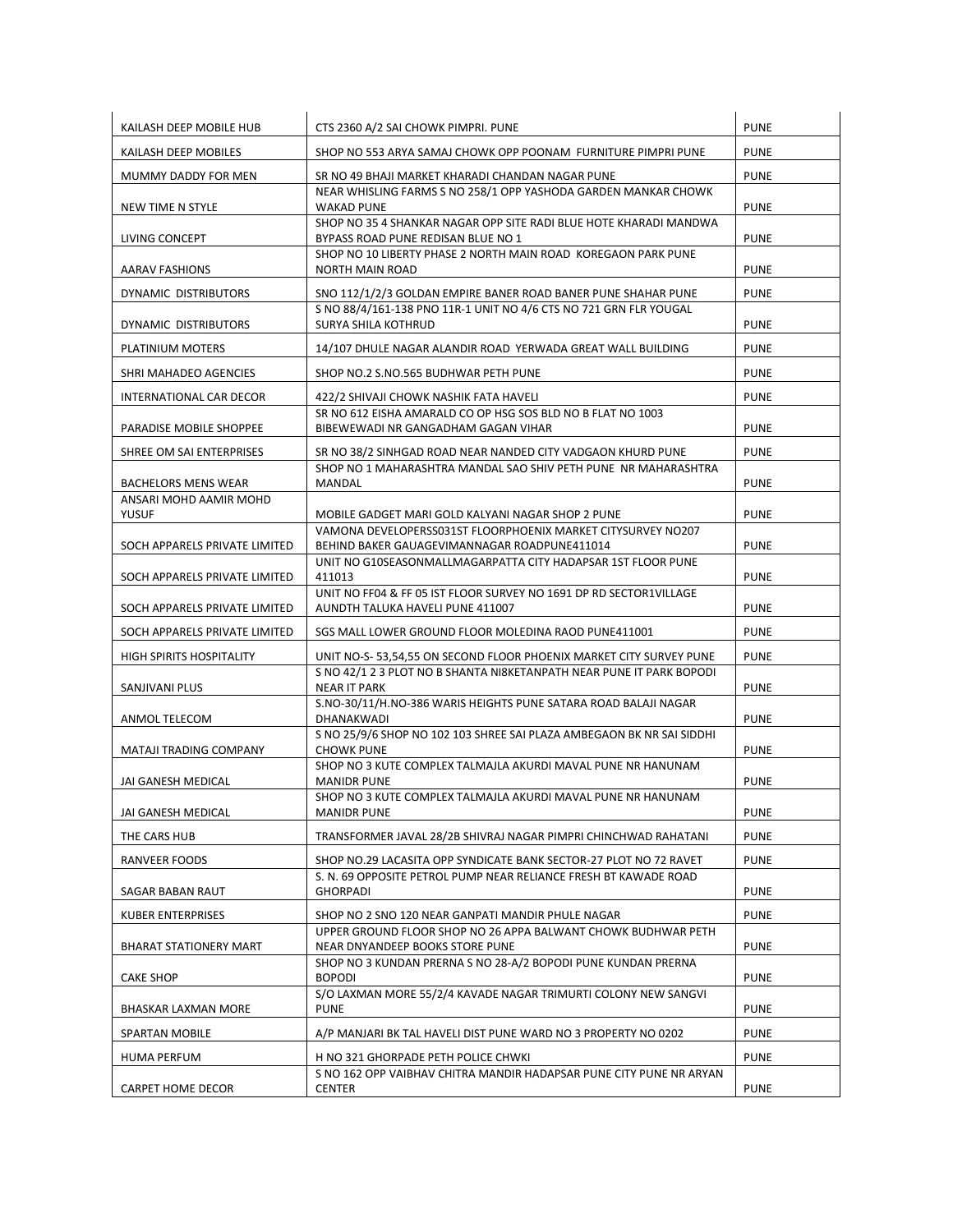| KAILASH DEEP MOBILE HUB | CTS 2360 A/2 SAI CHOWK PIMPRI. PUNE | PUNE |
|---|---|---|
| KAILASH DEEP MOBILES | SHOP NO 553 ARYA SAMAJ CHOWK OPP POONAM FURNITURE PIMPRI PUNE | PUNE |
| MUMMY DADDY FOR MEN | SR NO 49 BHAJI MARKET KHARADI CHANDAN NAGAR PUNE | PUNE |
| NEW TIME N STYLE | NEAR WHISLING FARMS S NO 258/1 OPP YASHODA GARDEN MANKAR CHOWK WAKAD PUNE | PUNE |
| LIVING CONCEPT | SHOP NO 35 4 SHANKAR NAGAR OPP SITE RADI BLUE HOTE KHARADI MANDWA BYPASS ROAD PUNE REDISAN BLUE NO 1 | PUNE |
| AARAV FASHIONS | SHOP NO 10 LIBERTY PHASE 2 NORTH MAIN ROAD KOREGAON PARK PUNE NORTH MAIN ROAD | PUNE |
| DYNAMIC DISTRIBUTORS | SNO 112/1/2/3 GOLDAN EMPIRE BANER ROAD BANER PUNE SHAHAR PUNE | PUNE |
| DYNAMIC DISTRIBUTORS | S NO 88/4/161-138 PNO 11R-1 UNIT NO 4/6 CTS NO 721 GRN FLR YOUGAL SURYA SHILA KOTHRUD | PUNE |
| PLATINIUM MOTERS | 14/107 DHULE NAGAR ALANDIR ROAD YERWADA GREAT WALL BUILDING | PUNE |
| SHRI MAHADEO AGENCIES | SHOP NO.2 S.NO.565 BUDHWAR PETH PUNE | PUNE |
| INTERNATIONAL CAR DECOR | 422/2 SHIVAJI CHOWK NASHIK FATA HAVELI | PUNE |
| PARADISE MOBILE SHOPPEE | SR NO 612 EISHA AMARALD CO OP HSG SOS BLD NO B FLAT NO 1003 BIBEWEWADI NR GANGADHAM GAGAN VIHAR | PUNE |
| SHREE OM SAI ENTERPRISES | SR NO 38/2 SINHGAD ROAD NEAR NANDED CITY VADGAON KHURD PUNE | PUNE |
| BACHELORS MENS WEAR | SHOP NO 1 MAHARASHTRA MANDAL SAO SHIV PETH PUNE NR MAHARASHTRA MANDAL | PUNE |
| ANSARI MOHD AAMIR MOHD YUSUF | MOBILE GADGET MARI GOLD KALYANI NAGAR SHOP 2 PUNE | PUNE |
| SOCH APPARELS PRIVATE LIMITED | VAMONA DEVELOPERSS031ST FLOORPHOENIX MARKET CITYSURVEY NO207 BEHIND BAKER GAUAGEVIMANNAGAR ROADPUNE411014 | PUNE |
| SOCH APPARELS PRIVATE LIMITED | UNIT NO G10SEASONMALLMAGARPATTA CITY HADAPSAR 1ST FLOOR PUNE 411013 | PUNE |
| SOCH APPARELS PRIVATE LIMITED | UNIT NO FF04 & FF 05 IST FLOOR SURVEY NO 1691 DP RD SECTOR1VILLAGE AUNDTH TALUKA HAVELI PUNE 411007 | PUNE |
| SOCH APPARELS PRIVATE LIMITED | SGS MALL LOWER GROUND FLOOR MOLEDINA RAOD PUNE411001 | PUNE |
| HIGH SPIRITS HOSPITALITY | UNIT NO-S- 53,54,55 ON SECOND FLOOR PHOENIX MARKET CITY SURVEY PUNE | PUNE |
| SANJIVANI PLUS | S NO 42/1 2 3 PLOT NO B SHANTA NI8KETANPATH NEAR PUNE IT PARK BOPODI NEAR IT PARK | PUNE |
| ANMOL TELECOM | S.NO-30/11/H.NO-386 WARIS HEIGHTS PUNE SATARA ROAD BALAJI NAGAR DHANAKWADI | PUNE |
| MATAJI TRADING COMPANY | S NO 25/9/6 SHOP NO 102 103 SHREE SAI PLAZA AMBEGAON BK NR SAI SIDDHI CHOWK PUNE | PUNE |
| JAI GANESH MEDICAL | SHOP NO 3 KUTE COMPLEX TALMAJLA AKURDI MAVAL PUNE NR HANUNAM MANIDR PUNE | PUNE |
| JAI GANESH MEDICAL | SHOP NO 3 KUTE COMPLEX TALMAJLA AKURDI MAVAL PUNE NR HANUNAM MANIDR PUNE | PUNE |
| THE CARS HUB | TRANSFORMER JAVAL 28/2B SHIVRAJ NAGAR PIMPRI CHINCHWAD RAHATANI | PUNE |
| RANVEER FOODS | SHOP NO.29 LACASITA OPP SYNDICATE BANK SECTOR-27 PLOT NO 72 RAVET | PUNE |
| SAGAR BABAN RAUT | S. N. 69 OPPOSITE PETROL PUMP NEAR RELIANCE FRESH BT KAWADE ROAD GHORPADI | PUNE |
| KUBER ENTERPRISES | SHOP NO 2 SNO 120 NEAR GANPATI MANDIR PHULE NAGAR | PUNE |
| BHARAT STATIONERY MART | UPPER GROUND FLOOR SHOP NO 26 APPA BALWANT CHOWK BUDHWAR PETH NEAR DNYANDEEP BOOKS STORE PUNE | PUNE |
| CAKE SHOP | SHOP NO 3 KUNDAN PRERNA S NO 28-A/2 BOPODI PUNE KUNDAN PRERNA BOPODI | PUNE |
| BHASKAR LAXMAN MORE | S/O LAXMAN MORE 55/2/4 KAVADE NAGAR TRIMURTI COLONY NEW SANGVI PUNE | PUNE |
| SPARTAN MOBILE | A/P MANJARI BK TAL HAVELI DIST PUNE WARD NO 3 PROPERTY NO 0202 | PUNE |
| HUMA PERFUM | H NO 321 GHORPADE PETH POLICE CHWKI | PUNE |
| CARPET HOME DECOR | S NO 162 OPP VAIBHAV CHITRA MANDIR HADAPSAR PUNE CITY PUNE NR ARYAN CENTER | PUNE |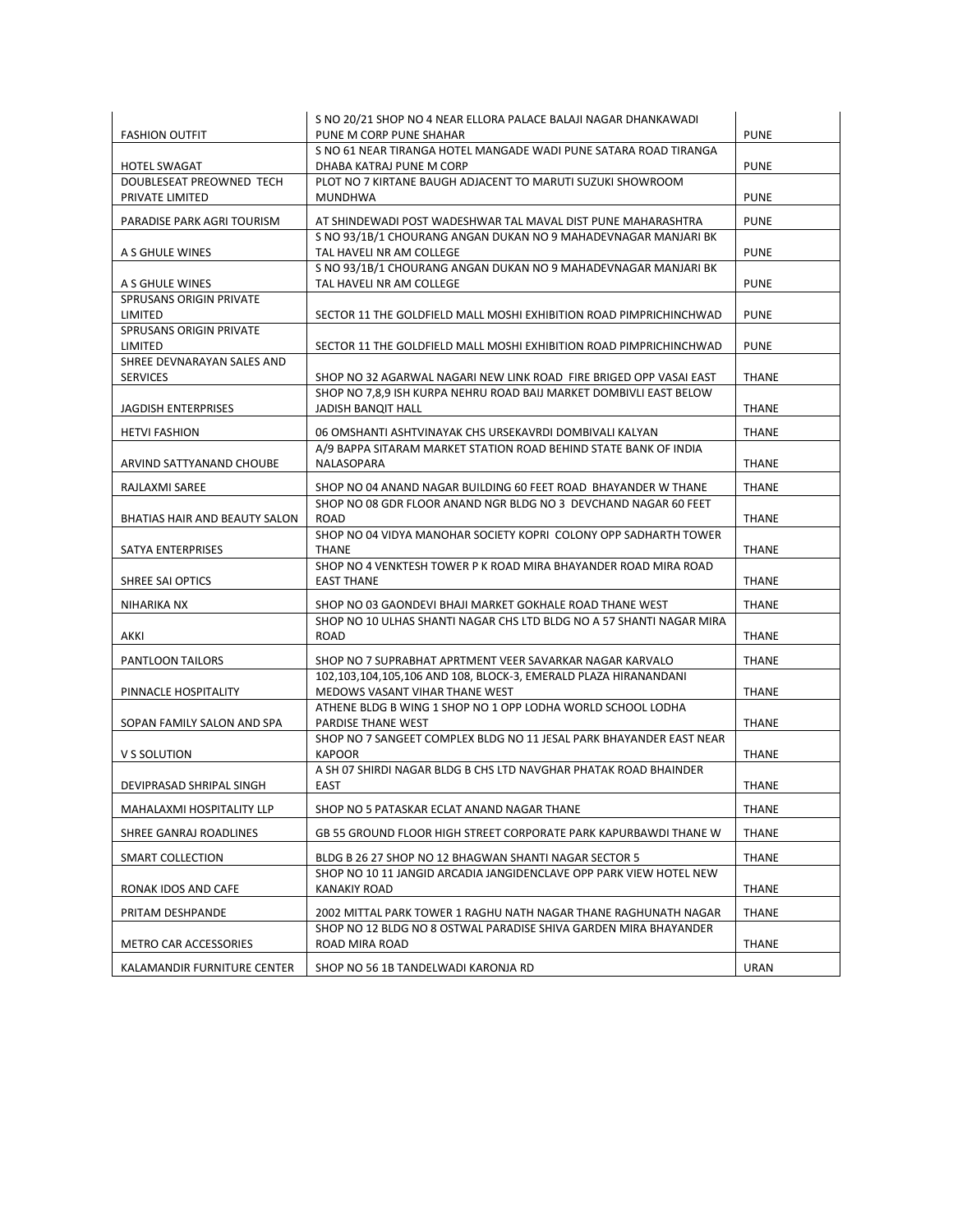| | | |
|---|---|---|
| FASHION OUTFIT | S NO 20/21 SHOP NO 4 NEAR ELLORA PALACE BALAJI NAGAR DHANKAWADI PUNE M CORP PUNE SHAHAR | PUNE |
| HOTEL SWAGAT | S NO 61 NEAR TIRANGA HOTEL MANGADE WADI PUNE SATARA ROAD TIRANGA DHABA KATRAJ PUNE M CORP | PUNE |
| DOUBLESEAT PREOWNED TECH PRIVATE LIMITED | PLOT NO 7 KIRTANE BAUGH ADJACENT TO MARUTI SUZUKI SHOWROOM MUNDHWA | PUNE |
| PARADISE PARK AGRI TOURISM | AT SHINDEWADI POST WADESHWAR TAL MAVAL DIST PUNE MAHARASHTRA | PUNE |
| A S GHULE WINES | S NO 93/1B/1 CHOURANG ANGAN DUKAN NO 9 MAHADEVNAGAR MANJARI BK TAL HAVELI NR AM COLLEGE | PUNE |
| A S GHULE WINES | S NO 93/1B/1 CHOURANG ANGAN DUKAN NO 9 MAHADEVNAGAR MANJARI BK TAL HAVELI NR AM COLLEGE | PUNE |
| SPRUSANS ORIGIN PRIVATE LIMITED | SECTOR 11 THE GOLDFIELD MALL MOSHI EXHIBITION ROAD PIMPRICHINCHWAD | PUNE |
| SPRUSANS ORIGIN PRIVATE LIMITED | SECTOR 11 THE GOLDFIELD MALL MOSHI EXHIBITION ROAD PIMPRICHINCHWAD | PUNE |
| SHREE DEVNARAYAN SALES AND SERVICES | SHOP NO 32 AGARWAL NAGARI NEW LINK ROAD FIRE BRIGED OPP VASAI EAST | THANE |
| JAGDISH ENTERPRISES | SHOP NO 7,8,9 ISH KURPA NEHRU ROAD BAIJ MARKET DOMBIVLI EAST BELOW JADISH BANQIT HALL | THANE |
| HETVI FASHION | 06 OMSHANTI ASHTVINAYAK CHS URSEKAVRDI DOMBIVALI KALYAN | THANE |
| ARVIND SATTYANAND CHOUBE | A/9 BAPPA SITARAM MARKET STATION ROAD BEHIND STATE BANK OF INDIA NALASOPARA | THANE |
| RAJLAXMI SAREE | SHOP NO 04 ANAND NAGAR BUILDING 60 FEET ROAD BHAYANDER W THANE | THANE |
| BHATIAS HAIR AND BEAUTY SALON | SHOP NO 08 GDR FLOOR ANAND NGR BLDG NO 3 DEVCHAND NAGAR 60 FEET ROAD | THANE |
| SATYA ENTERPRISES | SHOP NO 04 VIDYA MANOHAR SOCIETY KOPRI COLONY OPP SADHARTH TOWER THANE | THANE |
| SHREE SAI OPTICS | SHOP NO 4 VENKTESH TOWER P K ROAD MIRA BHAYANDER ROAD MIRA ROAD EAST THANE | THANE |
| NIHARIKA NX | SHOP NO 03 GAONDEVI BHAJI MARKET GOKHALE ROAD THANE WEST | THANE |
| AKKI | SHOP NO 10 ULHAS SHANTI NAGAR CHS LTD BLDG NO A 57 SHANTI NAGAR MIRA ROAD | THANE |
| PANTLOON TAILORS | SHOP NO 7 SUPRABHAT APRTMENT VEER SAVARKAR NAGAR KARVALO | THANE |
| PINNACLE HOSPITALITY | 102,103,104,105,106 AND 108, BLOCK-3, EMERALD PLAZA HIRANANDANI MEDOWS VASANT VIHAR THANE WEST | THANE |
| SOPAN FAMILY SALON AND SPA | ATHENE BLDG B WING 1 SHOP NO 1 OPP LODHA WORLD SCHOOL LODHA PARDISE THANE WEST | THANE |
| V S SOLUTION | SHOP NO 7 SANGEET COMPLEX BLDG NO 11 JESAL PARK BHAYANDER EAST NEAR KAPOOR | THANE |
| DEVIPRASAD SHRIPAL SINGH | A SH 07 SHIRDI NAGAR BLDG B CHS LTD NAVGHAR PHATAK ROAD BHAINDER EAST | THANE |
| MAHALAXMI HOSPITALITY LLP | SHOP NO 5 PATASKAR ECLAT ANAND NAGAR THANE | THANE |
| SHREE GANRAJ ROADLINES | GB 55 GROUND FLOOR HIGH STREET CORPORATE PARK KAPURBAWDI THANE W | THANE |
| SMART COLLECTION | BLDG B 26 27 SHOP NO 12 BHAGWAN SHANTI NAGAR SECTOR 5 | THANE |
| RONAK IDOS AND CAFE | SHOP NO 10 11 JANGID ARCADIA JANGIDENCLAVE OPP PARK VIEW HOTEL NEW KANAKIY ROAD | THANE |
| PRITAM DESHPANDE | 2002 MITTAL PARK TOWER 1 RAGHU NATH NAGAR THANE RAGHUNATH NAGAR | THANE |
| METRO CAR ACCESSORIES | SHOP NO 12 BLDG NO 8 OSTWAL PARADISE SHIVA GARDEN MIRA BHAYANDER ROAD MIRA ROAD | THANE |
| KALAMANDIR FURNITURE CENTER | SHOP NO 56 1B TANDELWADI KARONJA RD | URAN |